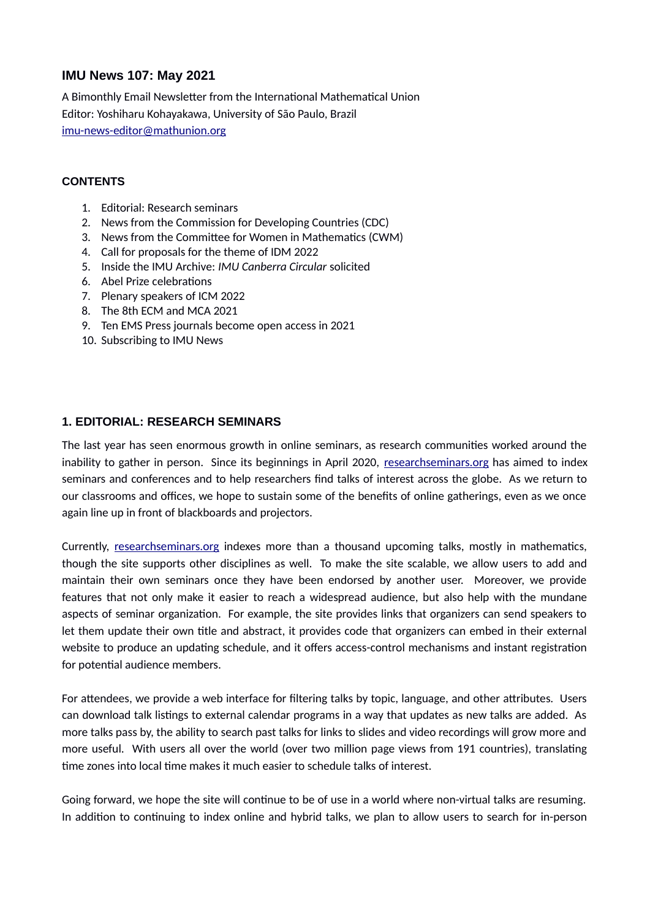# IMU News 107: May 2021

A Bimonthly Email Newsletter from the International Mathematical Union
Editor: Yoshiharu Kohayakawa, University of São Paulo, Brazil
imu-news-editor@mathunion.org

## CONTENTS

1. Editorial: Research seminars
2. News from the Commission for Developing Countries (CDC)
3. News from the Committee for Women in Mathematics (CWM)
4. Call for proposals for the theme of IDM 2022
5. Inside the IMU Archive: *IMU Canberra Circular* solicited
6. Abel Prize celebrations
7. Plenary speakers of ICM 2022
8. The 8th ECM and MCA 2021
9. Ten EMS Press journals become open access in 2021
10. Subscribing to IMU News

## 1. EDITORIAL: RESEARCH SEMINARS

The last year has seen enormous growth in online seminars, as research communities worked around the inability to gather in person. Since its beginnings in April 2020, researchseminars.org has aimed to index seminars and conferences and to help researchers find talks of interest across the globe. As we return to our classrooms and offices, we hope to sustain some of the benefits of online gatherings, even as we once again line up in front of blackboards and projectors.

Currently, researchseminars.org indexes more than a thousand upcoming talks, mostly in mathematics, though the site supports other disciplines as well. To make the site scalable, we allow users to add and maintain their own seminars once they have been endorsed by another user. Moreover, we provide features that not only make it easier to reach a widespread audience, but also help with the mundane aspects of seminar organization. For example, the site provides links that organizers can send speakers to let them update their own title and abstract, it provides code that organizers can embed in their external website to produce an updating schedule, and it offers access-control mechanisms and instant registration for potential audience members.

For attendees, we provide a web interface for filtering talks by topic, language, and other attributes. Users can download talk listings to external calendar programs in a way that updates as new talks are added. As more talks pass by, the ability to search past talks for links to slides and video recordings will grow more and more useful. With users all over the world (over two million page views from 191 countries), translating time zones into local time makes it much easier to schedule talks of interest.

Going forward, we hope the site will continue to be of use in a world where non-virtual talks are resuming. In addition to continuing to index online and hybrid talks, we plan to allow users to search for in-person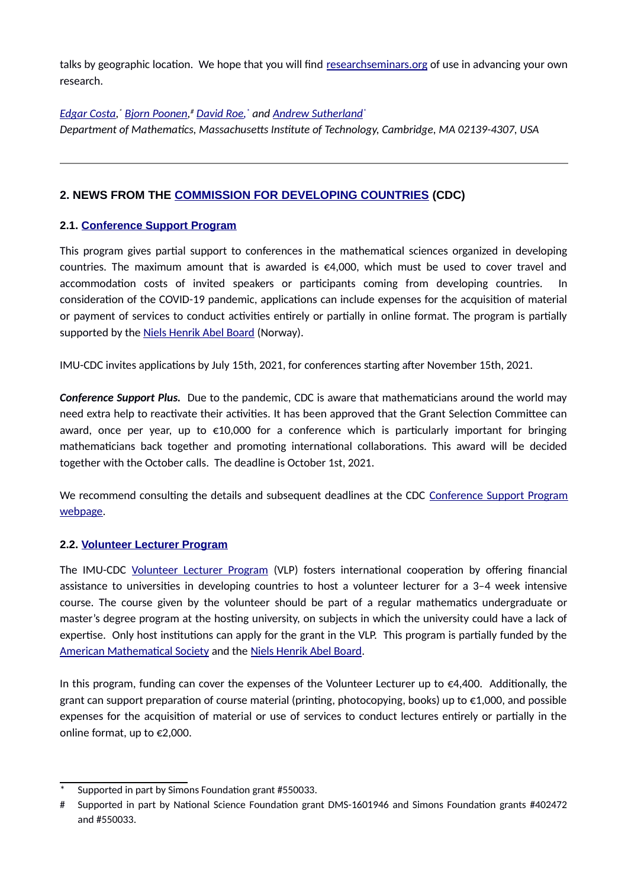talks by geographic location. We hope that you will find [researchseminars.org](researchseminars.org) of use in advancing your own research.

*[Edgar Costa](),[*] [Bjorn Poonen](),[#] [David Roe](),[*] and [Andrew Sutherland]()[*]*
*Department of Mathematics, Massachusetts Institute of Technology, Cambridge, MA 02139-4307, USA*

---

## 2. NEWS FROM THE [COMMISSION FOR DEVELOPING COUNTRIES]() (CDC)

### 2.1. [Conference Support Program]()

This program gives partial support to conferences in the mathematical sciences organized in developing countries. The maximum amount that is awarded is €4,000, which must be used to cover travel and accommodation costs of invited speakers or participants coming from developing countries. In consideration of the COVID-19 pandemic, applications can include expenses for the acquisition of material or payment of services to conduct activities entirely or partially in online format. The program is partially supported by the [Niels Henrik Abel Board]() (Norway).

IMU-CDC invites applications by July 15th, 2021, for conferences starting after November 15th, 2021.

***Conference Support Plus.*** Due to the pandemic, CDC is aware that mathematicians around the world may need extra help to reactivate their activities. It has been approved that the Grant Selection Committee can award, once per year, up to €10,000 for a conference which is particularly important for bringing mathematicians back together and promoting international collaborations. This award will be decided together with the October calls. The deadline is October 1st, 2021.

We recommend consulting the details and subsequent deadlines at the CDC [Conference Support Program webpage]().

### 2.2. [Volunteer Lecturer Program]()

The IMU-CDC [Volunteer Lecturer Program]() (VLP) fosters international cooperation by offering financial assistance to universities in developing countries to host a volunteer lecturer for a 3–4 week intensive course. The course given by the volunteer should be part of a regular mathematics undergraduate or master's degree program at the hosting university, on subjects in which the university could have a lack of expertise. Only host institutions can apply for the grant in the VLP. This program is partially funded by the [American Mathematical Society]() and the [Niels Henrik Abel Board]().

In this program, funding can cover the expenses of the Volunteer Lecturer up to €4,400. Additionally, the grant can support preparation of course material (printing, photocopying, books) up to €1,000, and possible expenses for the acquisition of material or use of services to conduct lectures entirely or partially in the online format, up to €2,000.

---

[*] Supported in part by Simons Foundation grant #550033.

[#] Supported in part by National Science Foundation grant DMS-1601946 and Simons Foundation grants #402472 and #550033.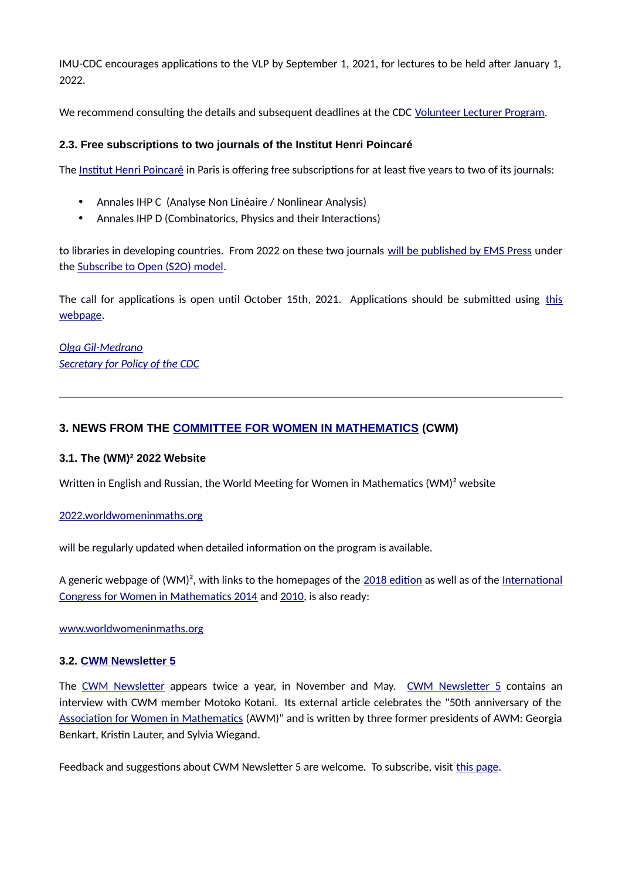IMU-CDC encourages applications to the VLP by September 1, 2021, for lectures to be held after January 1, 2022.

We recommend consulting the details and subsequent deadlines at the CDC Volunteer Lecturer Program.

### 2.3. Free subscriptions to two journals of the Institut Henri Poincaré

The Institut Henri Poincaré in Paris is offering free subscriptions for at least five years to two of its journals:

- Annales IHP C (Analyse Non Linéaire / Nonlinear Analysis)
- Annales IHP D (Combinatorics, Physics and their Interactions)

to libraries in developing countries. From 2022 on these two journals will be published by EMS Press under the Subscribe to Open (S2O) model.

The call for applications is open until October 15th, 2021. Applications should be submitted using this webpage.

*Olga Gil-Medrano*
*Secretary for Policy of the CDC*

---

## 3. NEWS FROM THE COMMITTEE FOR WOMEN IN MATHEMATICS (CWM)

### 3.1. The (WM)² 2022 Website

Written in English and Russian, the World Meeting for Women in Mathematics (WM)² website

2022.worldwomeninmaths.org

will be regularly updated when detailed information on the program is available.

A generic webpage of (WM)², with links to the homepages of the 2018 edition as well as of the International Congress for Women in Mathematics 2014 and 2010, is also ready:

www.worldwomeninmaths.org

### 3.2. CWM Newsletter 5

The CWM Newsletter appears twice a year, in November and May. CWM Newsletter 5 contains an interview with CWM member Motoko Kotani. Its external article celebrates the "50th anniversary of the Association for Women in Mathematics (AWM)" and is written by three former presidents of AWM: Georgia Benkart, Kristin Lauter, and Sylvia Wiegand.

Feedback and suggestions about CWM Newsletter 5 are welcome. To subscribe, visit this page.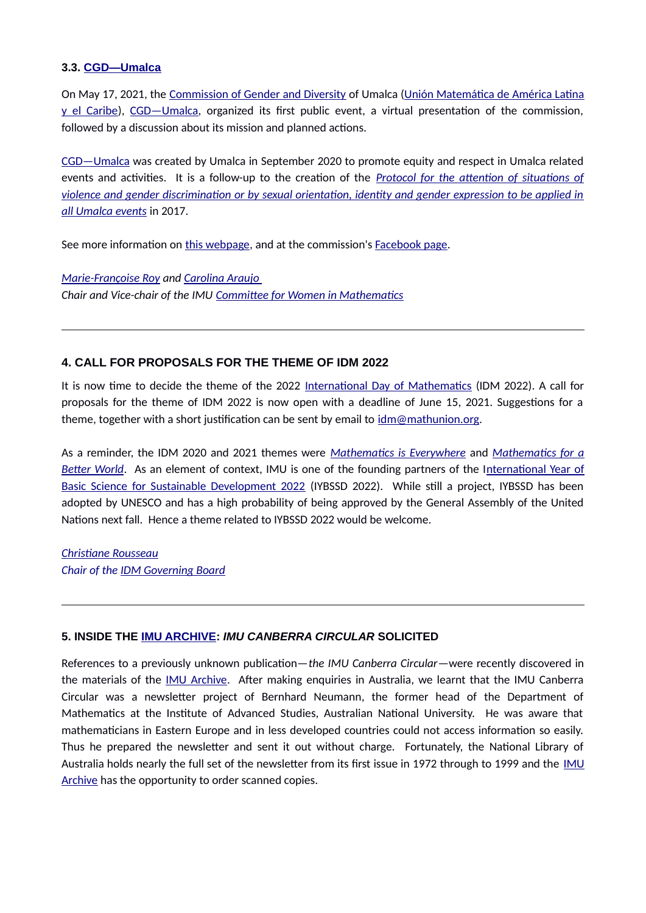### 3.3. CGD—Umalca

On May 17, 2021, the Commission of Gender and Diversity of Umalca (Unión Matemática de América Latina y el Caribe), CGD—Umalca, organized its first public event, a virtual presentation of the commission, followed by a discussion about its mission and planned actions.

CGD—Umalca was created by Umalca in September 2020 to promote equity and respect in Umalca related events and activities. It is a follow-up to the creation of the *Protocol for the attention of situations of violence and gender discrimination or by sexual orientation, identity and gender expression to be applied in all Umalca events* in 2017.

See more information on this webpage, and at the commission's Facebook page.

*Marie-Françoise Roy and Carolina Araujo*
*Chair and Vice-chair of the IMU Committee for Women in Mathematics*

---

## 4. CALL FOR PROPOSALS FOR THE THEME OF IDM 2022

It is now time to decide the theme of the 2022 International Day of Mathematics (IDM 2022). A call for proposals for the theme of IDM 2022 is now open with a deadline of June 15, 2021. Suggestions for a theme, together with a short justification can be sent by email to idm@mathunion.org.

As a reminder, the IDM 2020 and 2021 themes were *Mathematics is Everywhere* and *Mathematics for a Better World*. As an element of context, IMU is one of the founding partners of the International Year of Basic Science for Sustainable Development 2022 (IYBSSD 2022). While still a project, IYBSSD has been adopted by UNESCO and has a high probability of being approved by the General Assembly of the United Nations next fall. Hence a theme related to IYBSSD 2022 would be welcome.

*Christiane Rousseau*
*Chair of the IDM Governing Board*

---

## 5. INSIDE THE IMU ARCHIVE: *IMU CANBERRA CIRCULAR* SOLICITED

References to a previously unknown publication—*the IMU Canberra Circular*—were recently discovered in the materials of the IMU Archive. After making enquiries in Australia, we learnt that the IMU Canberra Circular was a newsletter project of Bernhard Neumann, the former head of the Department of Mathematics at the Institute of Advanced Studies, Australian National University. He was aware that mathematicians in Eastern Europe and in less developed countries could not access information so easily. Thus he prepared the newsletter and sent it out without charge. Fortunately, the National Library of Australia holds nearly the full set of the newsletter from its first issue in 1972 through to 1999 and the IMU Archive has the opportunity to order scanned copies.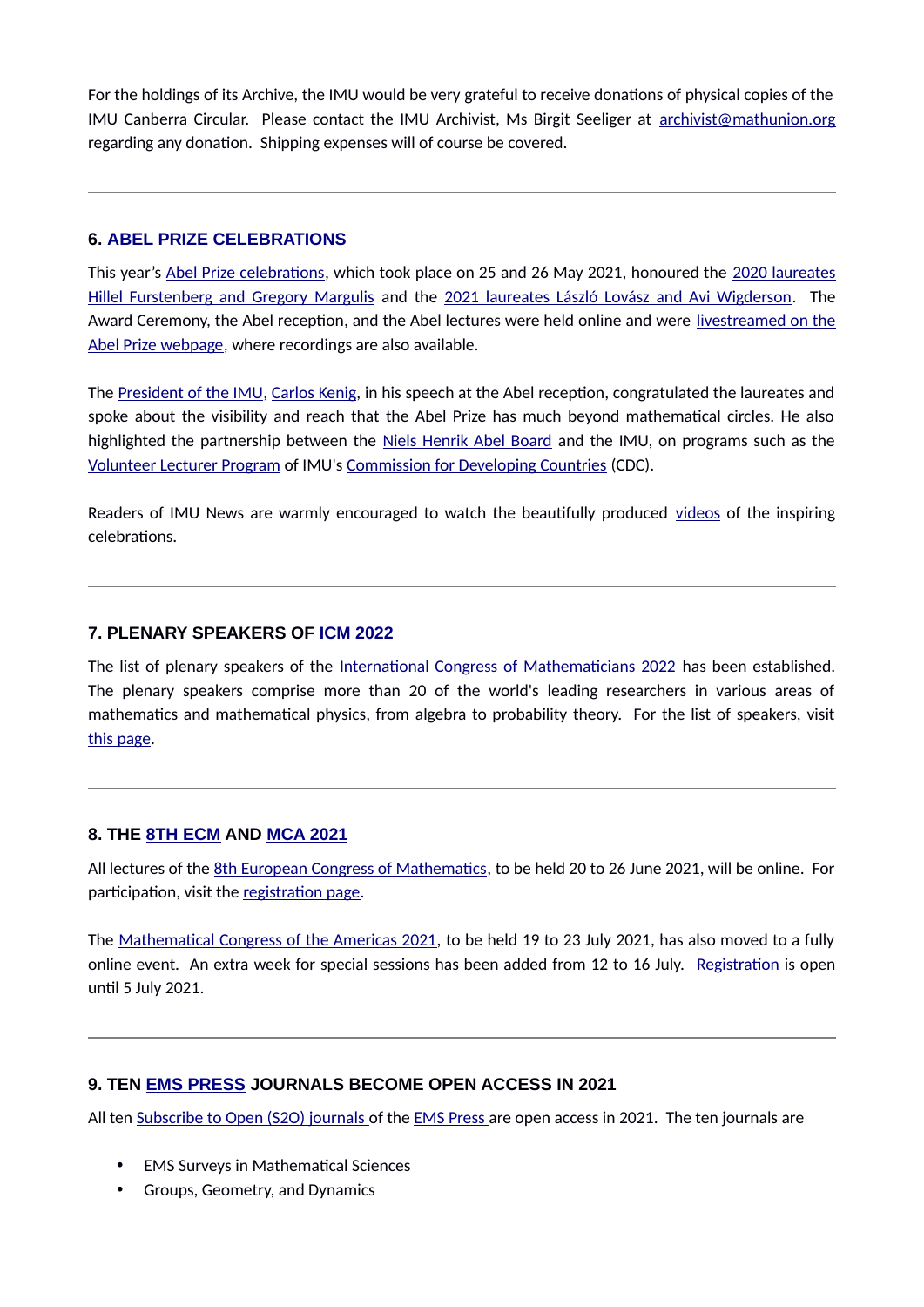For the holdings of its Archive, the IMU would be very grateful to receive donations of physical copies of the IMU Canberra Circular. Please contact the IMU Archivist, Ms Birgit Seeliger at archivist@mathunion.org regarding any donation. Shipping expenses will of course be covered.

---

## 6. ABEL PRIZE CELEBRATIONS

This year's Abel Prize celebrations, which took place on 25 and 26 May 2021, honoured the 2020 laureates Hillel Furstenberg and Gregory Margulis and the 2021 laureates László Lovász and Avi Wigderson. The Award Ceremony, the Abel reception, and the Abel lectures were held online and were livestreamed on the Abel Prize webpage, where recordings are also available.

The President of the IMU, Carlos Kenig, in his speech at the Abel reception, congratulated the laureates and spoke about the visibility and reach that the Abel Prize has much beyond mathematical circles. He also highlighted the partnership between the Niels Henrik Abel Board and the IMU, on programs such as the Volunteer Lecturer Program of IMU's Commission for Developing Countries (CDC).

Readers of IMU News are warmly encouraged to watch the beautifully produced videos of the inspiring celebrations.

---

## 7. PLENARY SPEAKERS OF ICM 2022

The list of plenary speakers of the International Congress of Mathematicians 2022 has been established. The plenary speakers comprise more than 20 of the world's leading researchers in various areas of mathematics and mathematical physics, from algebra to probability theory. For the list of speakers, visit this page.

---

## 8. THE 8TH ECM AND MCA 2021

All lectures of the 8th European Congress of Mathematics, to be held 20 to 26 June 2021, will be online. For participation, visit the registration page.

The Mathematical Congress of the Americas 2021, to be held 19 to 23 July 2021, has also moved to a fully online event. An extra week for special sessions has been added from 12 to 16 July. Registration is open until 5 July 2021.

---

## 9. TEN EMS PRESS JOURNALS BECOME OPEN ACCESS IN 2021

All ten Subscribe to Open (S2O) journals of the EMS Press are open access in 2021. The ten journals are

- EMS Surveys in Mathematical Sciences
- Groups, Geometry, and Dynamics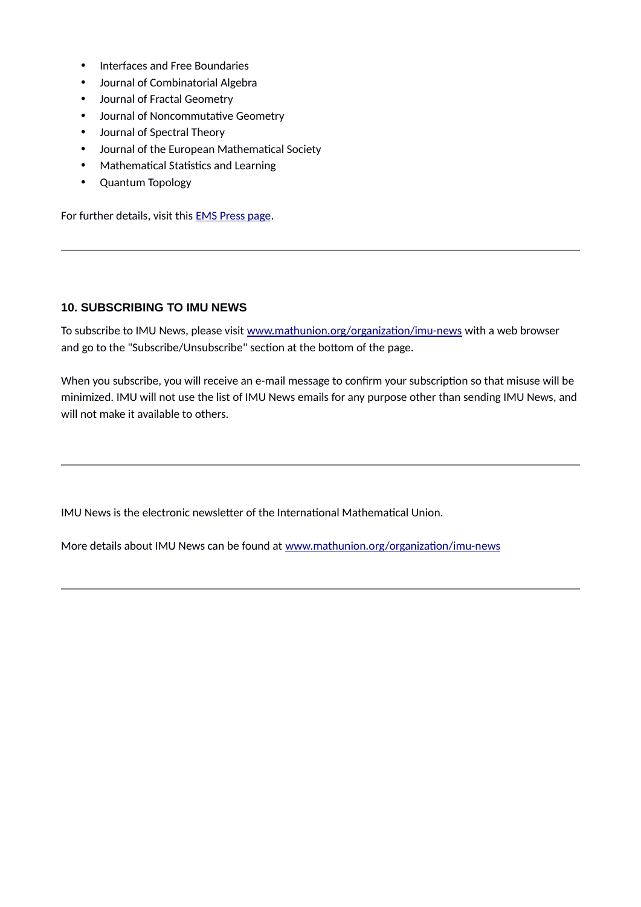- Interfaces and Free Boundaries
- Journal of Combinatorial Algebra
- Journal of Fractal Geometry
- Journal of Noncommutative Geometry
- Journal of Spectral Theory
- Journal of the European Mathematical Society
- Mathematical Statistics and Learning
- Quantum Topology

For further details, visit this [EMS Press page](EMS Press page).

---

### 10. SUBSCRIBING TO IMU NEWS

To subscribe to IMU News, please visit [www.mathunion.org/organization/imu-news](www.mathunion.org/organization/imu-news) with a web browser and go to the "Subscribe/Unsubscribe" section at the bottom of the page.

When you subscribe, you will receive an e-mail message to confirm your subscription so that misuse will be minimized. IMU will not use the list of IMU News emails for any purpose other than sending IMU News, and will not make it available to others.

---

IMU News is the electronic newsletter of the International Mathematical Union.

More details about IMU News can be found at [www.mathunion.org/organization/imu-news](www.mathunion.org/organization/imu-news)

---